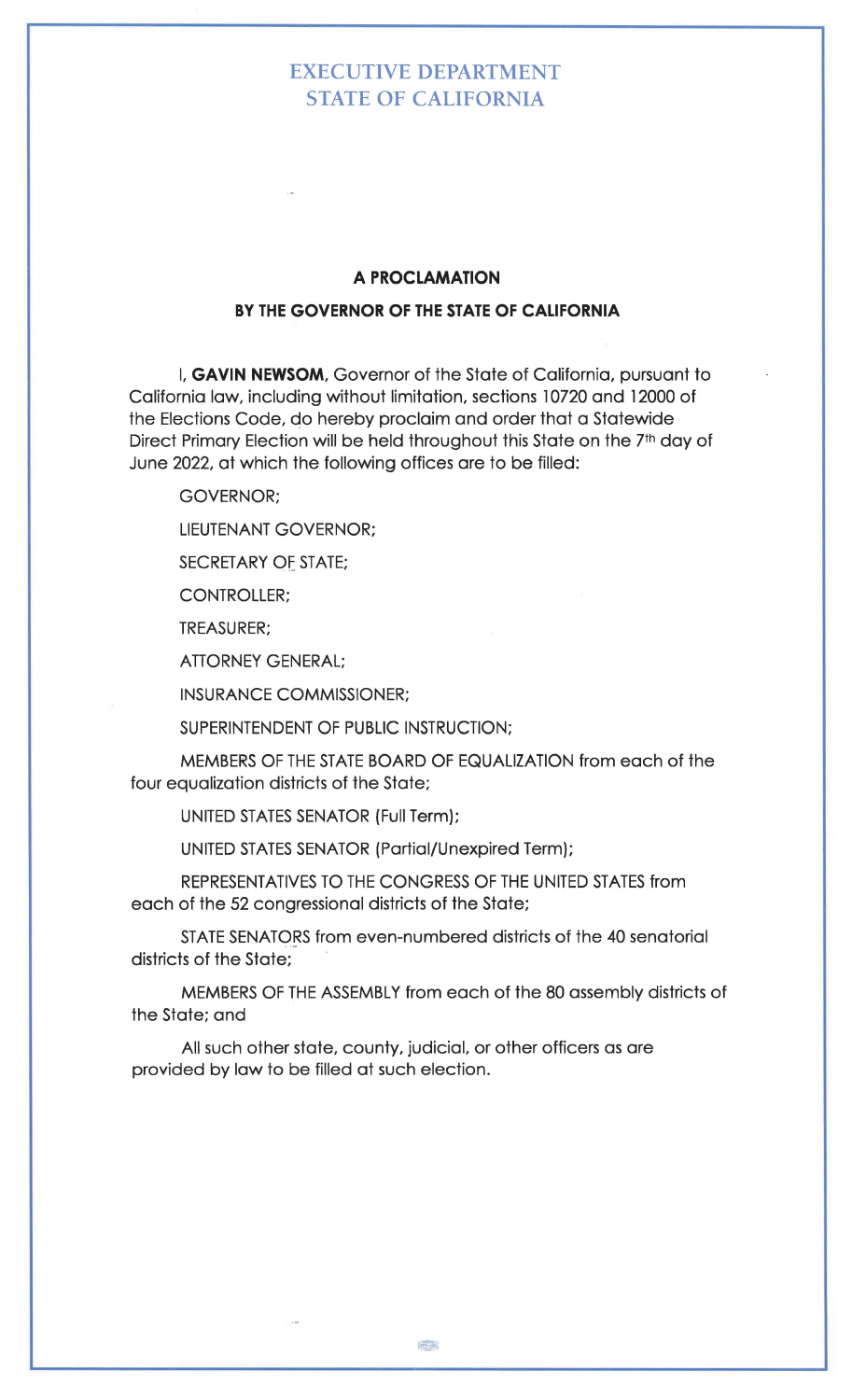# EXECUTIVE DEPARTMENT
# STATE OF CALIFORNIA

## A PROCLAMATION
## BY THE GOVERNOR OF THE STATE OF CALIFORNIA

I, **GAVIN NEWSOM**, Governor of the State of California, pursuant to California law, including without limitation, sections 10720 and 12000 of the Elections Code, do hereby proclaim and order that a Statewide Direct Primary Election will be held throughout this State on the 7th day of June 2022, at which the following offices are to be filled:

GOVERNOR;

LIEUTENANT GOVERNOR;

SECRETARY OF STATE;

CONTROLLER;

TREASURER;

ATTORNEY GENERAL;

INSURANCE COMMISSIONER;

SUPERINTENDENT OF PUBLIC INSTRUCTION;

MEMBERS OF THE STATE BOARD OF EQUALIZATION from each of the four equalization districts of the State;

UNITED STATES SENATOR (Full Term);

UNITED STATES SENATOR (Partial/Unexpired Term);

REPRESENTATIVES TO THE CONGRESS OF THE UNITED STATES from each of the 52 congressional districts of the State;

STATE SENATORS from even-numbered districts of the 40 senatorial districts of the State;

MEMBERS OF THE ASSEMBLY from each of the 80 assembly districts of the State; and

All such other state, county, judicial, or other officers as are provided by law to be filled at such election.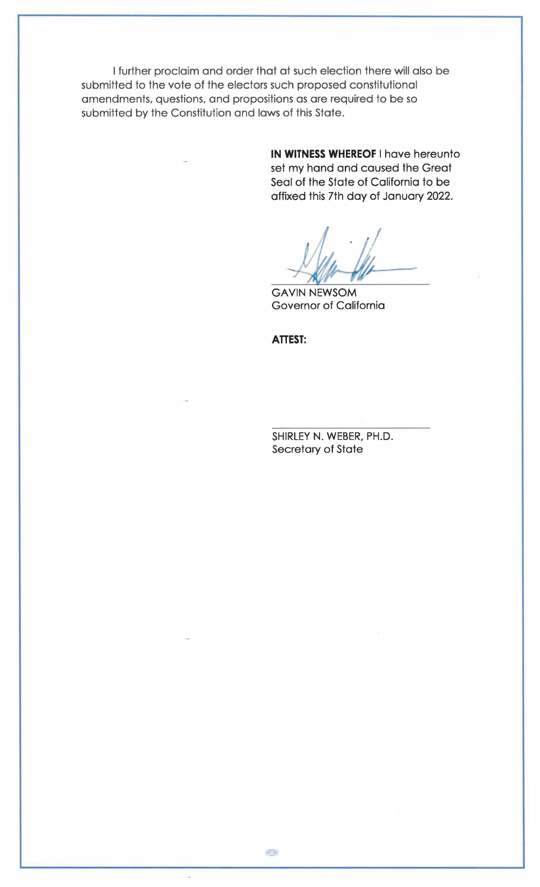I further proclaim and order that at such election there will also be submitted to the vote of the electors such proposed constitutional amendments, questions, and propositions as are required to be so submitted by the Constitution and laws of this State.

**IN WITNESS WHEREOF** I have hereunto set my hand and caused the Great Seal of the State of California to be affixed this 7th day of January 2022.

GAVIN NEWSOM
Governor of California

**ATTEST:**

SHIRLEY N. WEBER, PH.D.
Secretary of State